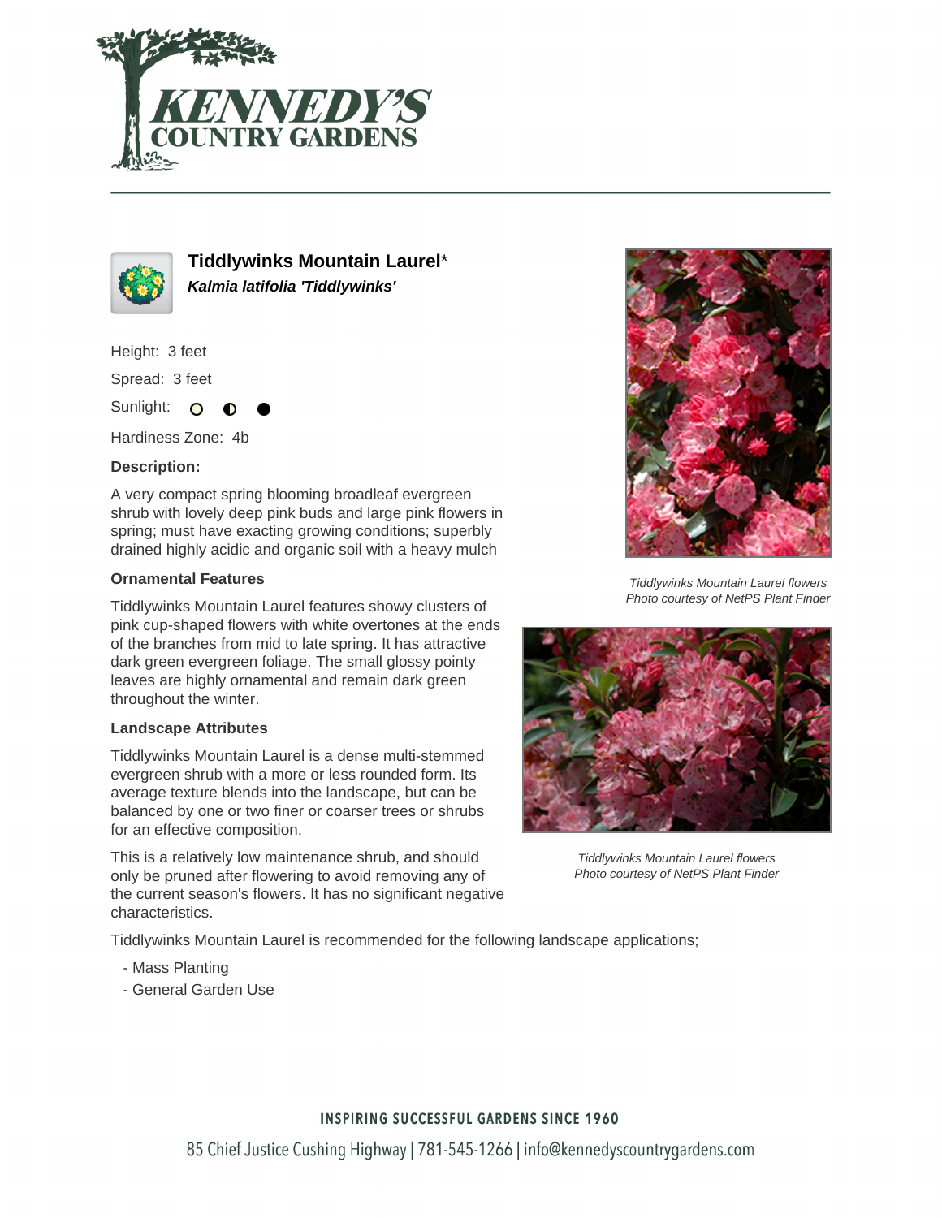# Tiddlywinks Mountain Laurel*

***Kalmia latifolia 'Tiddlywinks'***

Height: 3 feet

Spread: 3 feet

Sunlight: ○ ◐ ●

Hardiness Zone: 4b

**Description:**

A very compact spring blooming broadleaf evergreen shrub with lovely deep pink buds and large pink flowers in spring; must have exacting growing conditions; superbly drained highly acidic and organic soil with a heavy mulch

### Ornamental Features

Tiddlywinks Mountain Laurel features showy clusters of pink cup-shaped flowers with white overtones at the ends of the branches from mid to late spring. It has attractive dark green evergreen foliage. The small glossy pointy leaves are highly ornamental and remain dark green throughout the winter.

### Landscape Attributes

Tiddlywinks Mountain Laurel is a dense multi-stemmed evergreen shrub with a more or less rounded form. Its average texture blends into the landscape, but can be balanced by one or two finer or coarser trees or shrubs for an effective composition.

This is a relatively low maintenance shrub, and should only be pruned after flowering to avoid removing any of the current season's flowers. It has no significant negative characteristics.

Tiddlywinks Mountain Laurel is recommended for the following landscape applications;

- Mass Planting
- General Garden Use

*Tiddlywinks Mountain Laurel flowers*
*Photo courtesy of NetPS Plant Finder*

*Tiddlywinks Mountain Laurel flowers*
*Photo courtesy of NetPS Plant Finder*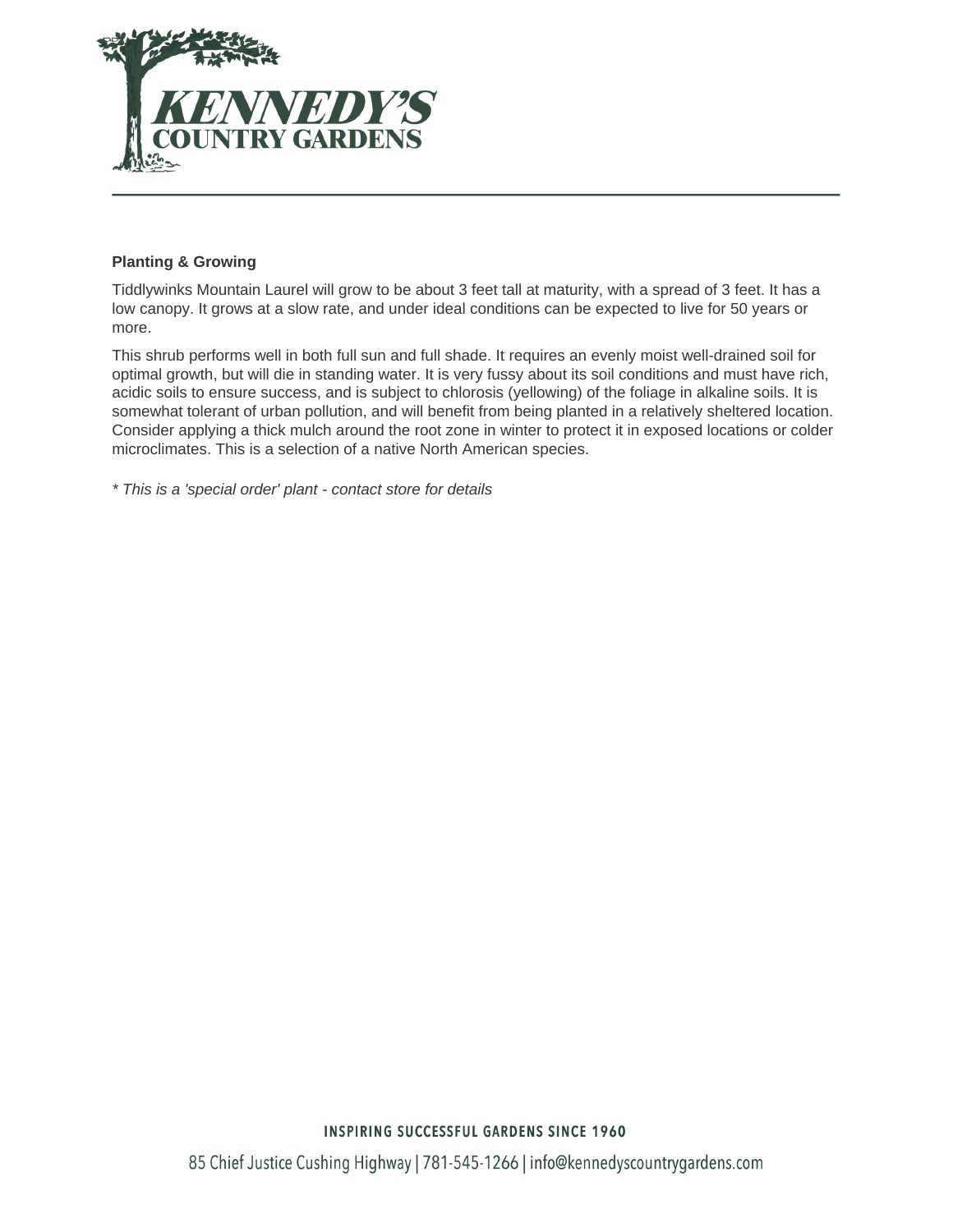**Planting & Growing**

Tiddlywinks Mountain Laurel will grow to be about 3 feet tall at maturity, with a spread of 3 feet. It has a low canopy. It grows at a slow rate, and under ideal conditions can be expected to live for 50 years or more.

This shrub performs well in both full sun and full shade. It requires an evenly moist well-drained soil for optimal growth, but will die in standing water. It is very fussy about its soil conditions and must have rich, acidic soils to ensure success, and is subject to chlorosis (yellowing) of the foliage in alkaline soils. It is somewhat tolerant of urban pollution, and will benefit from being planted in a relatively sheltered location. Consider applying a thick mulch around the root zone in winter to protect it in exposed locations or colder microclimates. This is a selection of a native North American species.

*\* This is a 'special order' plant - contact store for details*